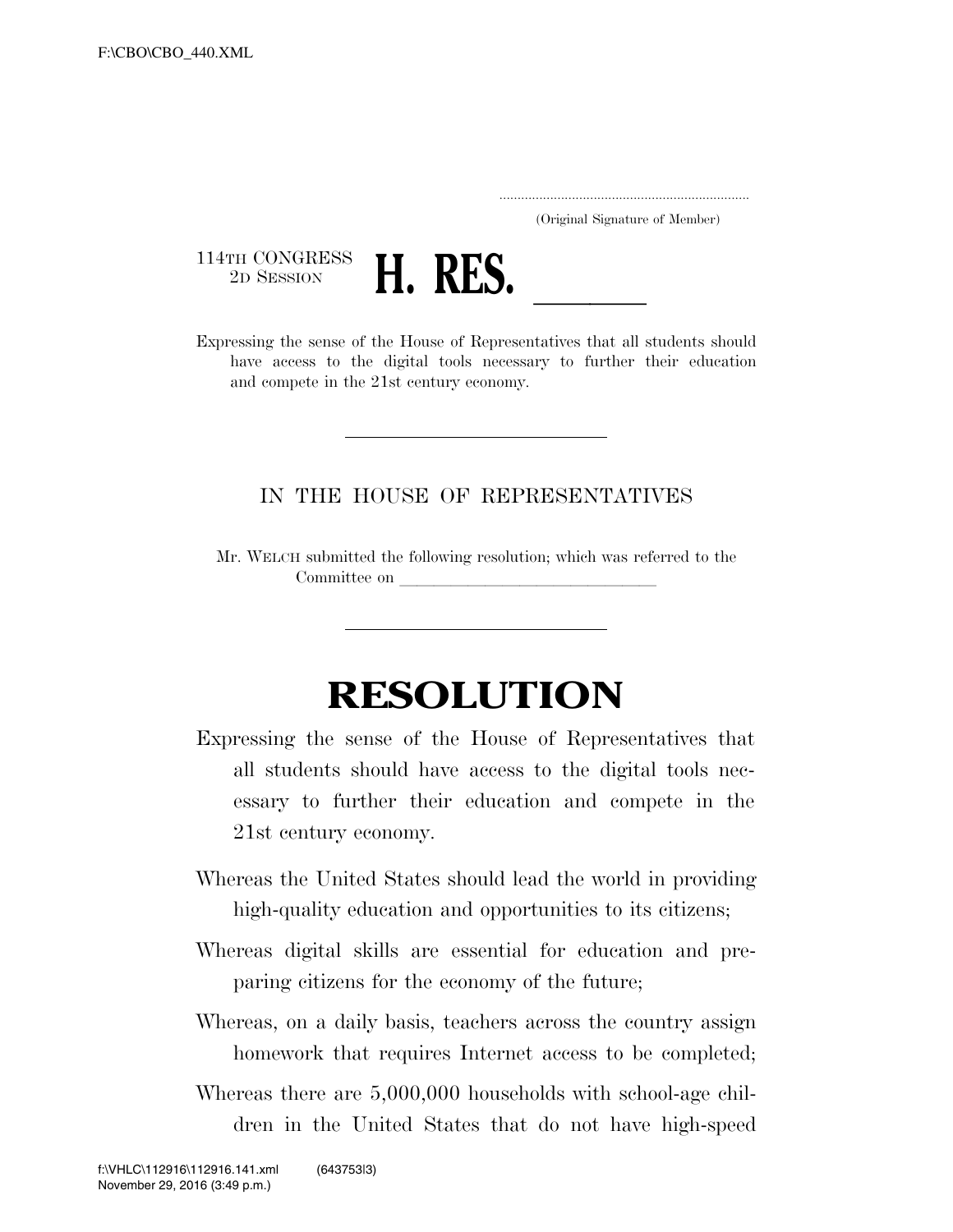.....................................................................
(Original Signature of Member)

114TH CONGRESS
2D SESSION

# H. RES. \_\_\_\_\_\_

Expressing the sense of the House of Representatives that all students should have access to the digital tools necessary to further their education and compete in the 21st century economy.

---

IN THE HOUSE OF REPRESENTATIVES

Mr. WELCH submitted the following resolution; which was referred to the Committee on \_\_\_\_\_\_\_\_\_\_\_\_\_\_\_\_\_\_\_\_\_\_\_\_\_\_\_\_\_\_\_\_

---

# RESOLUTION

Expressing the sense of the House of Representatives that all students should have access to the digital tools necessary to further their education and compete in the 21st century economy.

Whereas the United States should lead the world in providing high-quality education and opportunities to its citizens;

Whereas digital skills are essential for education and preparing citizens for the economy of the future;

Whereas, on a daily basis, teachers across the country assign homework that requires Internet access to be completed;

Whereas there are 5,000,000 households with school-age children in the United States that do not have high-speed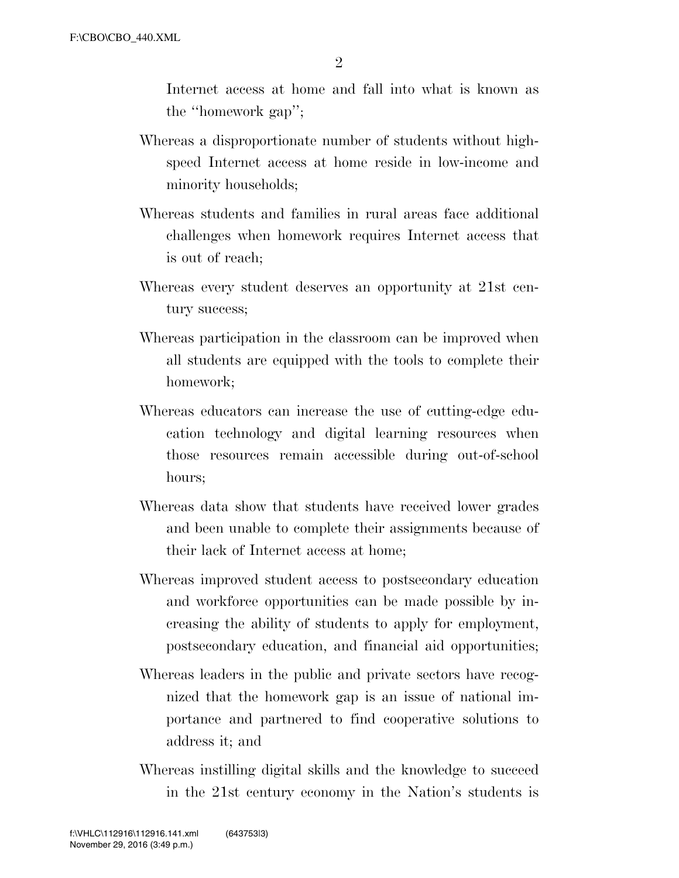Internet access at home and fall into what is known as the ''homework gap'';

Whereas a disproportionate number of students without high-speed Internet access at home reside in low-income and minority households;

Whereas students and families in rural areas face additional challenges when homework requires Internet access that is out of reach;

Whereas every student deserves an opportunity at 21st century success;

Whereas participation in the classroom can be improved when all students are equipped with the tools to complete their homework;

Whereas educators can increase the use of cutting-edge education technology and digital learning resources when those resources remain accessible during out-of-school hours;

Whereas data show that students have received lower grades and been unable to complete their assignments because of their lack of Internet access at home;

Whereas improved student access to postsecondary education and workforce opportunities can be made possible by increasing the ability of students to apply for employment, postsecondary education, and financial aid opportunities;

Whereas leaders in the public and private sectors have recognized that the homework gap is an issue of national importance and partnered to find cooperative solutions to address it; and

Whereas instilling digital skills and the knowledge to succeed in the 21st century economy in the Nation's students is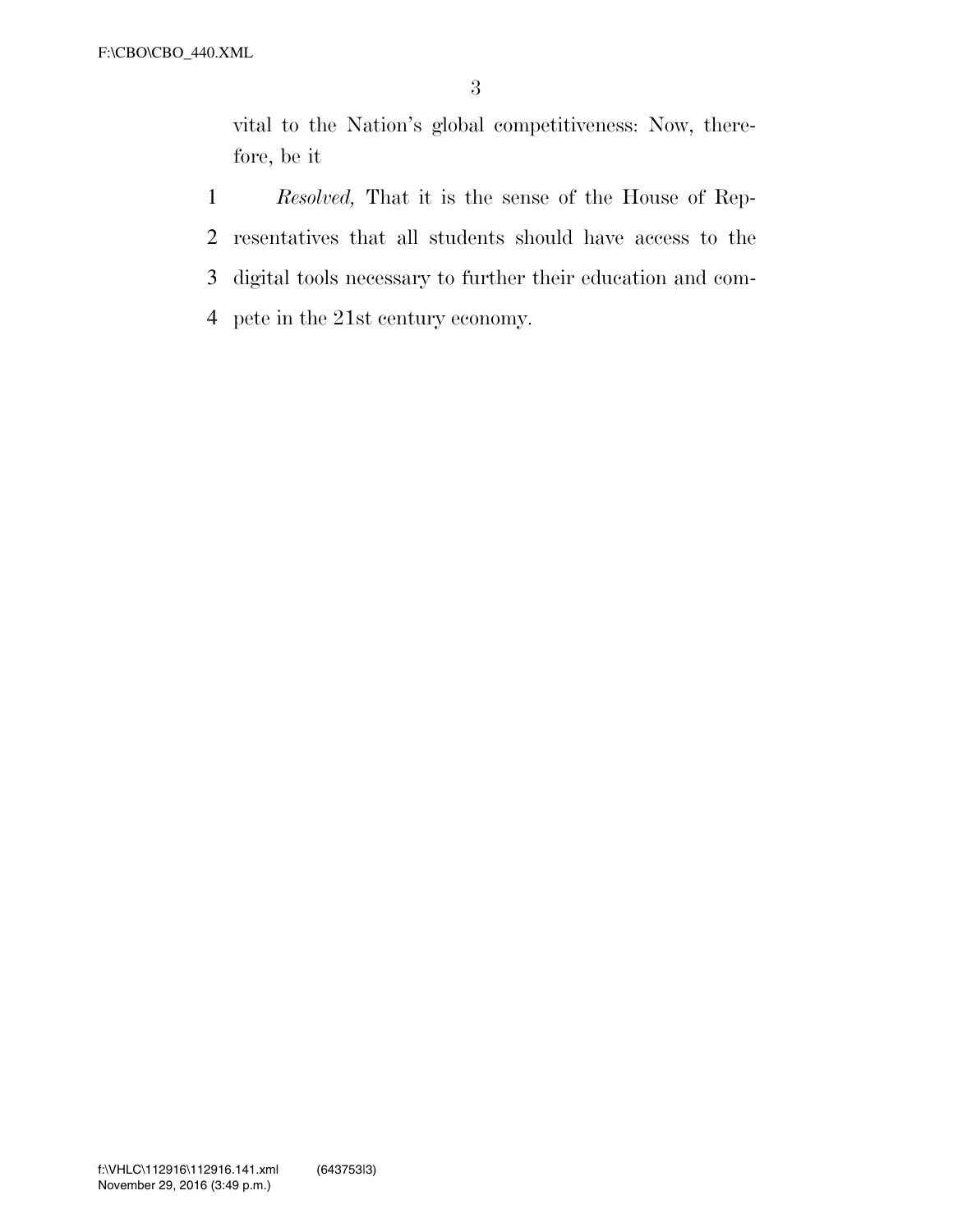vital to the Nation's global competitiveness: Now, therefore, be it

*Resolved,* That it is the sense of the House of Representatives that all students should have access to the digital tools necessary to further their education and compete in the 21st century economy.